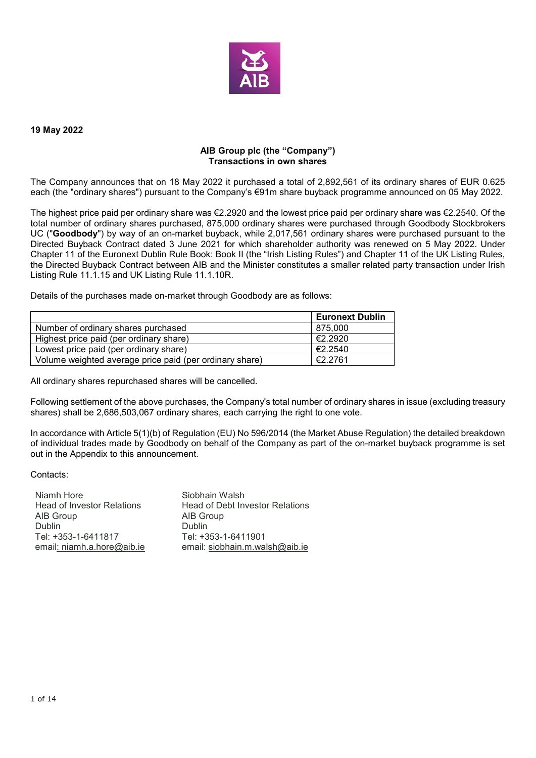**19 May 2022**

**AIB Group plc (the "Company")**
**Transactions in own shares**

The Company announces that on 18 May 2022 it purchased a total of 2,892,561 of its ordinary shares of EUR 0.625 each (the "ordinary shares") pursuant to the Company's €91m share buyback programme announced on 05 May 2022.

The highest price paid per ordinary share was €2.2920 and the lowest price paid per ordinary share was €2.2540. Of the total number of ordinary shares purchased, 875,000 ordinary shares were purchased through Goodbody Stockbrokers UC ("**Goodbody**") by way of an on-market buyback, while 2,017,561 ordinary shares were purchased pursuant to the Directed Buyback Contract dated 3 June 2021 for which shareholder authority was renewed on 5 May 2022. Under Chapter 11 of the Euronext Dublin Rule Book: Book II (the "Irish Listing Rules") and Chapter 11 of the UK Listing Rules, the Directed Buyback Contract between AIB and the Minister constitutes a smaller related party transaction under Irish Listing Rule 11.1.15 and UK Listing Rule 11.1.10R.

Details of the purchases made on-market through Goodbody are as follows:

| | **Euronext Dublin** |
|---|---|
| Number of ordinary shares purchased | 875,000 |
| Highest price paid (per ordinary share) | €2.2920 |
| Lowest price paid (per ordinary share) | €2.2540 |
| Volume weighted average price paid (per ordinary share) | €2.2761 |

All ordinary shares repurchased shares will be cancelled.

Following settlement of the above purchases, the Company's total number of ordinary shares in issue (excluding treasury shares) shall be 2,686,503,067 ordinary shares, each carrying the right to one vote.

In accordance with Article 5(1)(b) of Regulation (EU) No 596/2014 (the Market Abuse Regulation) the detailed breakdown of individual trades made by Goodbody on behalf of the Company as part of the on-market buyback programme is set out in the Appendix to this announcement.

Contacts:

Niamh Hore
Head of Investor Relations
AIB Group
Dublin
Tel: +353-1-6411817
email: niamh.a.hore@aib.ie

Siobhain Walsh
Head of Debt Investor Relations
AIB Group
Dublin
Tel: +353-1-6411901
email: siobhain.m.walsh@aib.ie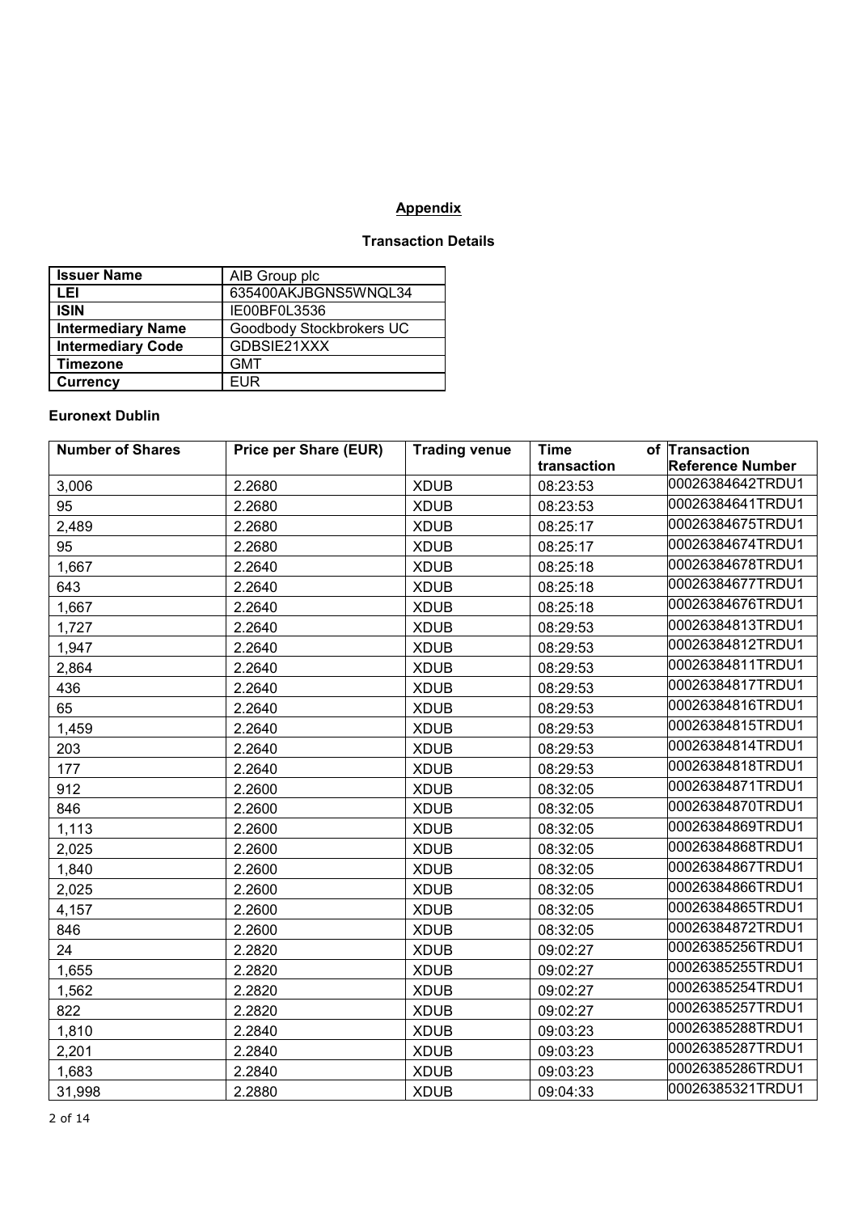**Appendix**

**Transaction Details**

| **Issuer Name** | AIB Group plc |
|---|---|
| **LEI** | 635400AKJBGNS5WNQL34 |
| **ISIN** | IE00BF0L3536 |
| **Intermediary Name** | Goodbody Stockbrokers UC |
| **Intermediary Code** | GDBSIE21XXX |
| **Timezone** | GMT |
| **Currency** | EUR |

**Euronext Dublin**

| Number of Shares | Price per Share (EUR) | Trading venue | Time of transaction | Transaction Reference Number |
|---|---|---|---|---|
| 3,006 | 2.2680 | XDUB | 08:23:53 | 00026384642TRDU1 |
| 95 | 2.2680 | XDUB | 08:23:53 | 00026384641TRDU1 |
| 2,489 | 2.2680 | XDUB | 08:25:17 | 00026384675TRDU1 |
| 95 | 2.2680 | XDUB | 08:25:17 | 00026384674TRDU1 |
| 1,667 | 2.2640 | XDUB | 08:25:18 | 00026384678TRDU1 |
| 643 | 2.2640 | XDUB | 08:25:18 | 00026384677TRDU1 |
| 1,667 | 2.2640 | XDUB | 08:25:18 | 00026384676TRDU1 |
| 1,727 | 2.2640 | XDUB | 08:29:53 | 00026384813TRDU1 |
| 1,947 | 2.2640 | XDUB | 08:29:53 | 00026384812TRDU1 |
| 2,864 | 2.2640 | XDUB | 08:29:53 | 00026384811TRDU1 |
| 436 | 2.2640 | XDUB | 08:29:53 | 00026384817TRDU1 |
| 65 | 2.2640 | XDUB | 08:29:53 | 00026384816TRDU1 |
| 1,459 | 2.2640 | XDUB | 08:29:53 | 00026384815TRDU1 |
| 203 | 2.2640 | XDUB | 08:29:53 | 00026384814TRDU1 |
| 177 | 2.2640 | XDUB | 08:29:53 | 00026384818TRDU1 |
| 912 | 2.2600 | XDUB | 08:32:05 | 00026384871TRDU1 |
| 846 | 2.2600 | XDUB | 08:32:05 | 00026384870TRDU1 |
| 1,113 | 2.2600 | XDUB | 08:32:05 | 00026384869TRDU1 |
| 2,025 | 2.2600 | XDUB | 08:32:05 | 00026384868TRDU1 |
| 1,840 | 2.2600 | XDUB | 08:32:05 | 00026384867TRDU1 |
| 2,025 | 2.2600 | XDUB | 08:32:05 | 00026384866TRDU1 |
| 4,157 | 2.2600 | XDUB | 08:32:05 | 00026384865TRDU1 |
| 846 | 2.2600 | XDUB | 08:32:05 | 00026384872TRDU1 |
| 24 | 2.2820 | XDUB | 09:02:27 | 00026385256TRDU1 |
| 1,655 | 2.2820 | XDUB | 09:02:27 | 00026385255TRDU1 |
| 1,562 | 2.2820 | XDUB | 09:02:27 | 00026385254TRDU1 |
| 822 | 2.2820 | XDUB | 09:02:27 | 00026385257TRDU1 |
| 1,810 | 2.2840 | XDUB | 09:03:23 | 00026385288TRDU1 |
| 2,201 | 2.2840 | XDUB | 09:03:23 | 00026385287TRDU1 |
| 1,683 | 2.2840 | XDUB | 09:03:23 | 00026385286TRDU1 |
| 31,998 | 2.2880 | XDUB | 09:04:33 | 00026385321TRDU1 |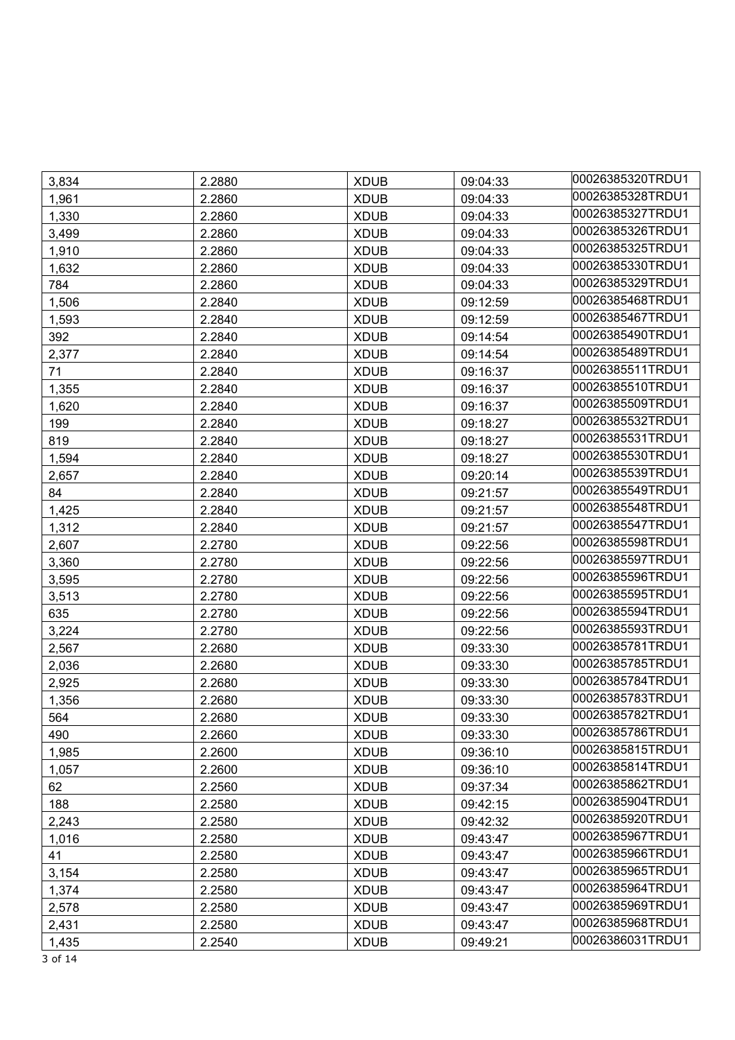| 3,834 | 2.2880 | XDUB | 09:04:33 | 00026385320TRDU1 |
|---|---|---|---|---|
| 1,961 | 2.2860 | XDUB | 09:04:33 | 00026385328TRDU1 |
| 1,330 | 2.2860 | XDUB | 09:04:33 | 00026385327TRDU1 |
| 3,499 | 2.2860 | XDUB | 09:04:33 | 00026385326TRDU1 |
| 1,910 | 2.2860 | XDUB | 09:04:33 | 00026385325TRDU1 |
| 1,632 | 2.2860 | XDUB | 09:04:33 | 00026385330TRDU1 |
| 784 | 2.2860 | XDUB | 09:04:33 | 00026385329TRDU1 |
| 1,506 | 2.2840 | XDUB | 09:12:59 | 00026385468TRDU1 |
| 1,593 | 2.2840 | XDUB | 09:12:59 | 00026385467TRDU1 |
| 392 | 2.2840 | XDUB | 09:14:54 | 00026385490TRDU1 |
| 2,377 | 2.2840 | XDUB | 09:14:54 | 00026385489TRDU1 |
| 71 | 2.2840 | XDUB | 09:16:37 | 00026385511TRDU1 |
| 1,355 | 2.2840 | XDUB | 09:16:37 | 00026385510TRDU1 |
| 1,620 | 2.2840 | XDUB | 09:16:37 | 00026385509TRDU1 |
| 199 | 2.2840 | XDUB | 09:18:27 | 00026385532TRDU1 |
| 819 | 2.2840 | XDUB | 09:18:27 | 00026385531TRDU1 |
| 1,594 | 2.2840 | XDUB | 09:18:27 | 00026385530TRDU1 |
| 2,657 | 2.2840 | XDUB | 09:20:14 | 00026385539TRDU1 |
| 84 | 2.2840 | XDUB | 09:21:57 | 00026385549TRDU1 |
| 1,425 | 2.2840 | XDUB | 09:21:57 | 00026385548TRDU1 |
| 1,312 | 2.2840 | XDUB | 09:21:57 | 00026385547TRDU1 |
| 2,607 | 2.2780 | XDUB | 09:22:56 | 00026385598TRDU1 |
| 3,360 | 2.2780 | XDUB | 09:22:56 | 00026385597TRDU1 |
| 3,595 | 2.2780 | XDUB | 09:22:56 | 00026385596TRDU1 |
| 3,513 | 2.2780 | XDUB | 09:22:56 | 00026385595TRDU1 |
| 635 | 2.2780 | XDUB | 09:22:56 | 00026385594TRDU1 |
| 3,224 | 2.2780 | XDUB | 09:22:56 | 00026385593TRDU1 |
| 2,567 | 2.2680 | XDUB | 09:33:30 | 00026385781TRDU1 |
| 2,036 | 2.2680 | XDUB | 09:33:30 | 00026385785TRDU1 |
| 2,925 | 2.2680 | XDUB | 09:33:30 | 00026385784TRDU1 |
| 1,356 | 2.2680 | XDUB | 09:33:30 | 00026385783TRDU1 |
| 564 | 2.2680 | XDUB | 09:33:30 | 00026385782TRDU1 |
| 490 | 2.2660 | XDUB | 09:33:30 | 00026385786TRDU1 |
| 1,985 | 2.2600 | XDUB | 09:36:10 | 00026385815TRDU1 |
| 1,057 | 2.2600 | XDUB | 09:36:10 | 00026385814TRDU1 |
| 62 | 2.2560 | XDUB | 09:37:34 | 00026385862TRDU1 |
| 188 | 2.2580 | XDUB | 09:42:15 | 00026385904TRDU1 |
| 2,243 | 2.2580 | XDUB | 09:42:32 | 00026385920TRDU1 |
| 1,016 | 2.2580 | XDUB | 09:43:47 | 00026385967TRDU1 |
| 41 | 2.2580 | XDUB | 09:43:47 | 00026385966TRDU1 |
| 3,154 | 2.2580 | XDUB | 09:43:47 | 00026385965TRDU1 |
| 1,374 | 2.2580 | XDUB | 09:43:47 | 00026385964TRDU1 |
| 2,578 | 2.2580 | XDUB | 09:43:47 | 00026385969TRDU1 |
| 2,431 | 2.2580 | XDUB | 09:43:47 | 00026385968TRDU1 |
| 1,435 | 2.2540 | XDUB | 09:49:21 | 00026386031TRDU1 |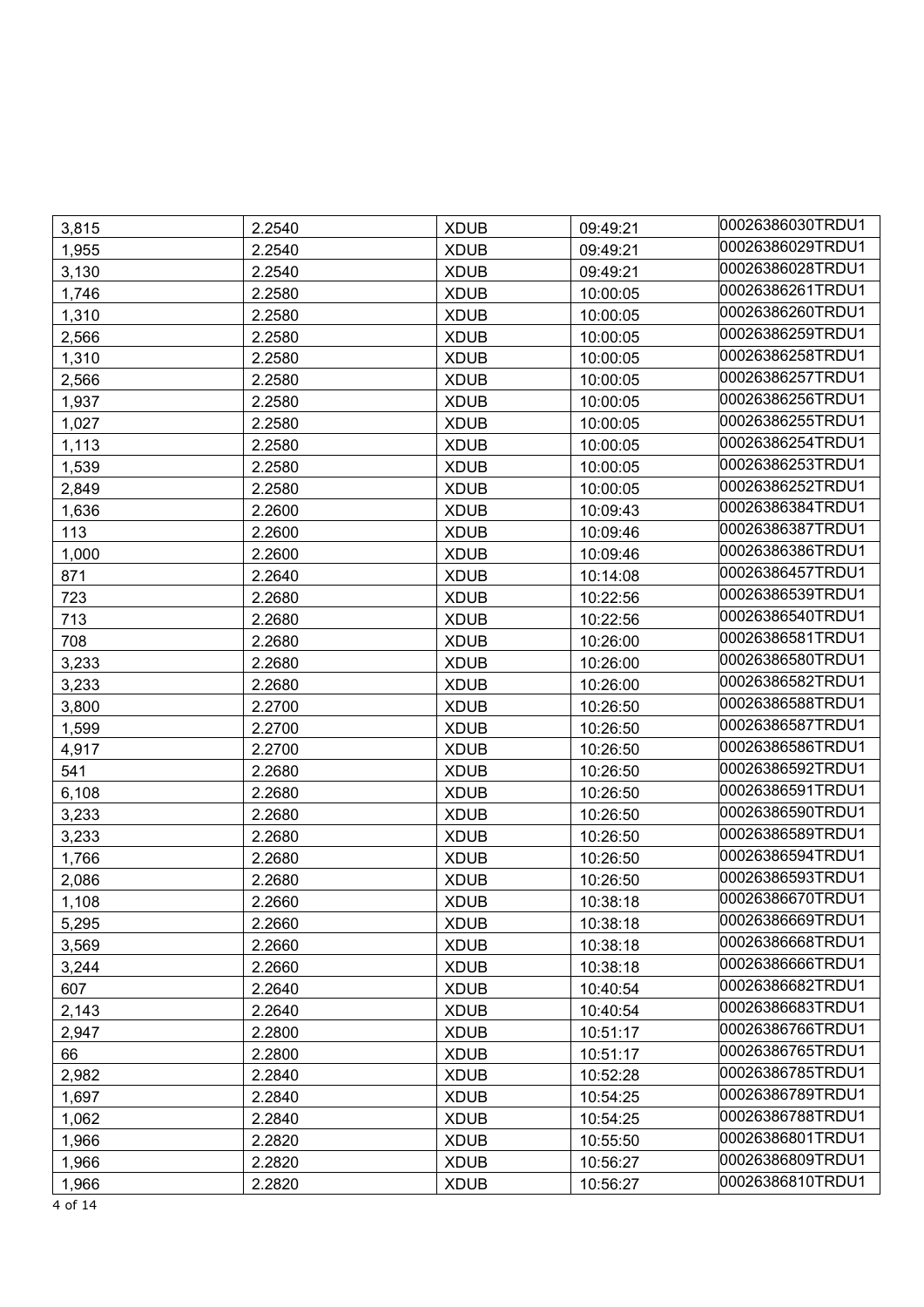| | | | | |
|---|---|---|---|---|
| 3,815 | 2.2540 | XDUB | 09:49:21 | 00026386030TRDU1 |
| 1,955 | 2.2540 | XDUB | 09:49:21 | 00026386029TRDU1 |
| 3,130 | 2.2540 | XDUB | 09:49:21 | 00026386028TRDU1 |
| 1,746 | 2.2580 | XDUB | 10:00:05 | 00026386261TRDU1 |
| 1,310 | 2.2580 | XDUB | 10:00:05 | 00026386260TRDU1 |
| 2,566 | 2.2580 | XDUB | 10:00:05 | 00026386259TRDU1 |
| 1,310 | 2.2580 | XDUB | 10:00:05 | 00026386258TRDU1 |
| 2,566 | 2.2580 | XDUB | 10:00:05 | 00026386257TRDU1 |
| 1,937 | 2.2580 | XDUB | 10:00:05 | 00026386256TRDU1 |
| 1,027 | 2.2580 | XDUB | 10:00:05 | 00026386255TRDU1 |
| 1,113 | 2.2580 | XDUB | 10:00:05 | 00026386254TRDU1 |
| 1,539 | 2.2580 | XDUB | 10:00:05 | 00026386253TRDU1 |
| 2,849 | 2.2580 | XDUB | 10:00:05 | 00026386252TRDU1 |
| 1,636 | 2.2600 | XDUB | 10:09:43 | 00026386384TRDU1 |
| 113 | 2.2600 | XDUB | 10:09:46 | 00026386387TRDU1 |
| 1,000 | 2.2600 | XDUB | 10:09:46 | 00026386386TRDU1 |
| 871 | 2.2640 | XDUB | 10:14:08 | 00026386457TRDU1 |
| 723 | 2.2680 | XDUB | 10:22:56 | 00026386539TRDU1 |
| 713 | 2.2680 | XDUB | 10:22:56 | 00026386540TRDU1 |
| 708 | 2.2680 | XDUB | 10:26:00 | 00026386581TRDU1 |
| 3,233 | 2.2680 | XDUB | 10:26:00 | 00026386580TRDU1 |
| 3,233 | 2.2680 | XDUB | 10:26:00 | 00026386582TRDU1 |
| 3,800 | 2.2700 | XDUB | 10:26:50 | 00026386588TRDU1 |
| 1,599 | 2.2700 | XDUB | 10:26:50 | 00026386587TRDU1 |
| 4,917 | 2.2700 | XDUB | 10:26:50 | 00026386586TRDU1 |
| 541 | 2.2680 | XDUB | 10:26:50 | 00026386592TRDU1 |
| 6,108 | 2.2680 | XDUB | 10:26:50 | 00026386591TRDU1 |
| 3,233 | 2.2680 | XDUB | 10:26:50 | 00026386590TRDU1 |
| 3,233 | 2.2680 | XDUB | 10:26:50 | 00026386589TRDU1 |
| 1,766 | 2.2680 | XDUB | 10:26:50 | 00026386594TRDU1 |
| 2,086 | 2.2680 | XDUB | 10:26:50 | 00026386593TRDU1 |
| 1,108 | 2.2660 | XDUB | 10:38:18 | 00026386670TRDU1 |
| 5,295 | 2.2660 | XDUB | 10:38:18 | 00026386669TRDU1 |
| 3,569 | 2.2660 | XDUB | 10:38:18 | 00026386668TRDU1 |
| 3,244 | 2.2660 | XDUB | 10:38:18 | 00026386666TRDU1 |
| 607 | 2.2640 | XDUB | 10:40:54 | 00026386682TRDU1 |
| 2,143 | 2.2640 | XDUB | 10:40:54 | 00026386683TRDU1 |
| 2,947 | 2.2800 | XDUB | 10:51:17 | 00026386766TRDU1 |
| 66 | 2.2800 | XDUB | 10:51:17 | 00026386765TRDU1 |
| 2,982 | 2.2840 | XDUB | 10:52:28 | 00026386785TRDU1 |
| 1,697 | 2.2840 | XDUB | 10:54:25 | 00026386789TRDU1 |
| 1,062 | 2.2840 | XDUB | 10:54:25 | 00026386788TRDU1 |
| 1,966 | 2.2820 | XDUB | 10:55:50 | 00026386801TRDU1 |
| 1,966 | 2.2820 | XDUB | 10:56:27 | 00026386809TRDU1 |
| 1,966 | 2.2820 | XDUB | 10:56:27 | 00026386810TRDU1 |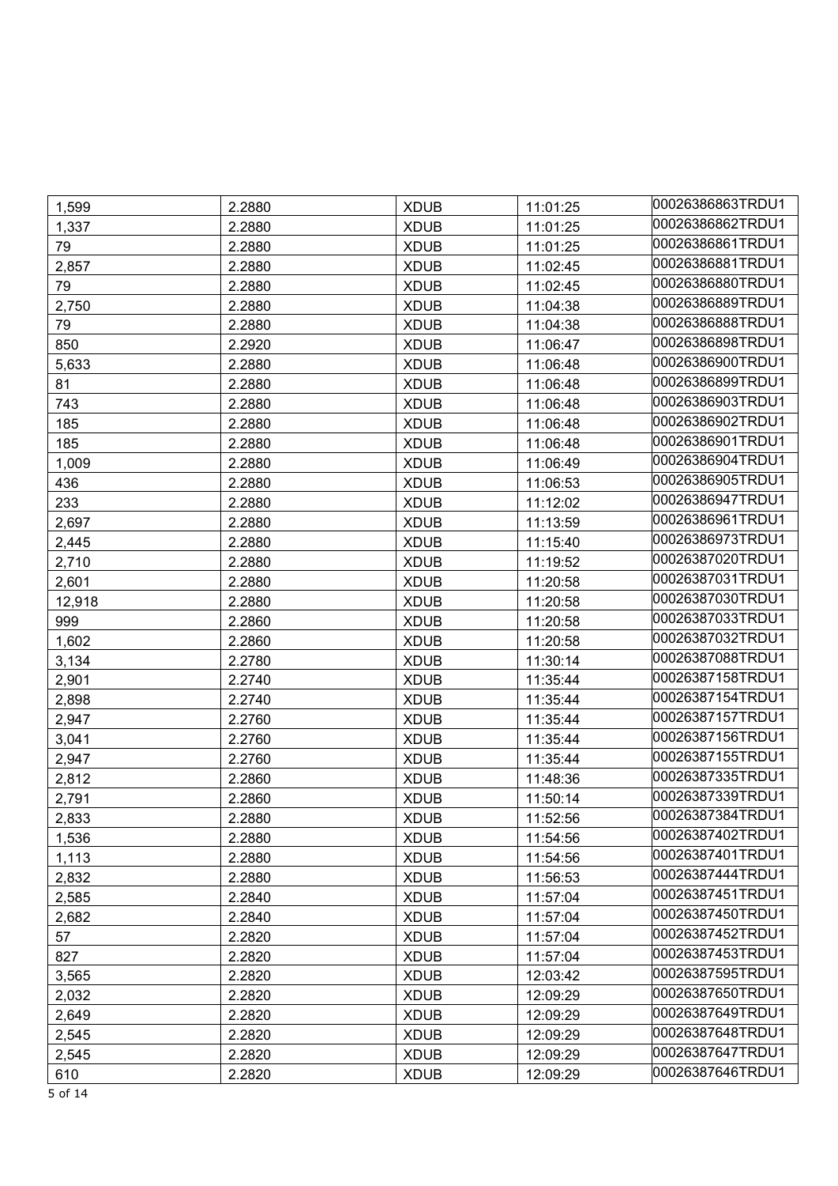| 1,599 | 2.2880 | XDUB | 11:01:25 | 00026386863TRDU1 |
|---|---|---|---|---|
| 1,337 | 2.2880 | XDUB | 11:01:25 | 00026386862TRDU1 |
| 79 | 2.2880 | XDUB | 11:01:25 | 00026386861TRDU1 |
| 2,857 | 2.2880 | XDUB | 11:02:45 | 00026386881TRDU1 |
| 79 | 2.2880 | XDUB | 11:02:45 | 00026386880TRDU1 |
| 2,750 | 2.2880 | XDUB | 11:04:38 | 00026386889TRDU1 |
| 79 | 2.2880 | XDUB | 11:04:38 | 00026386888TRDU1 |
| 850 | 2.2920 | XDUB | 11:06:47 | 00026386898TRDU1 |
| 5,633 | 2.2880 | XDUB | 11:06:48 | 00026386900TRDU1 |
| 81 | 2.2880 | XDUB | 11:06:48 | 00026386899TRDU1 |
| 743 | 2.2880 | XDUB | 11:06:48 | 00026386903TRDU1 |
| 185 | 2.2880 | XDUB | 11:06:48 | 00026386902TRDU1 |
| 185 | 2.2880 | XDUB | 11:06:48 | 00026386901TRDU1 |
| 1,009 | 2.2880 | XDUB | 11:06:49 | 00026386904TRDU1 |
| 436 | 2.2880 | XDUB | 11:06:53 | 00026386905TRDU1 |
| 233 | 2.2880 | XDUB | 11:12:02 | 00026386947TRDU1 |
| 2,697 | 2.2880 | XDUB | 11:13:59 | 00026386961TRDU1 |
| 2,445 | 2.2880 | XDUB | 11:15:40 | 00026386973TRDU1 |
| 2,710 | 2.2880 | XDUB | 11:19:52 | 00026387020TRDU1 |
| 2,601 | 2.2880 | XDUB | 11:20:58 | 00026387031TRDU1 |
| 12,918 | 2.2880 | XDUB | 11:20:58 | 00026387030TRDU1 |
| 999 | 2.2860 | XDUB | 11:20:58 | 00026387033TRDU1 |
| 1,602 | 2.2860 | XDUB | 11:20:58 | 00026387032TRDU1 |
| 3,134 | 2.2780 | XDUB | 11:30:14 | 00026387088TRDU1 |
| 2,901 | 2.2740 | XDUB | 11:35:44 | 00026387158TRDU1 |
| 2,898 | 2.2740 | XDUB | 11:35:44 | 00026387154TRDU1 |
| 2,947 | 2.2760 | XDUB | 11:35:44 | 00026387157TRDU1 |
| 3,041 | 2.2760 | XDUB | 11:35:44 | 00026387156TRDU1 |
| 2,947 | 2.2760 | XDUB | 11:35:44 | 00026387155TRDU1 |
| 2,812 | 2.2860 | XDUB | 11:48:36 | 00026387335TRDU1 |
| 2,791 | 2.2860 | XDUB | 11:50:14 | 00026387339TRDU1 |
| 2,833 | 2.2880 | XDUB | 11:52:56 | 00026387384TRDU1 |
| 1,536 | 2.2880 | XDUB | 11:54:56 | 00026387402TRDU1 |
| 1,113 | 2.2880 | XDUB | 11:54:56 | 00026387401TRDU1 |
| 2,832 | 2.2880 | XDUB | 11:56:53 | 00026387444TRDU1 |
| 2,585 | 2.2840 | XDUB | 11:57:04 | 00026387451TRDU1 |
| 2,682 | 2.2840 | XDUB | 11:57:04 | 00026387450TRDU1 |
| 57 | 2.2820 | XDUB | 11:57:04 | 00026387452TRDU1 |
| 827 | 2.2820 | XDUB | 11:57:04 | 00026387453TRDU1 |
| 3,565 | 2.2820 | XDUB | 12:03:42 | 00026387595TRDU1 |
| 2,032 | 2.2820 | XDUB | 12:09:29 | 00026387650TRDU1 |
| 2,649 | 2.2820 | XDUB | 12:09:29 | 00026387649TRDU1 |
| 2,545 | 2.2820 | XDUB | 12:09:29 | 00026387648TRDU1 |
| 2,545 | 2.2820 | XDUB | 12:09:29 | 00026387647TRDU1 |
| 610 | 2.2820 | XDUB | 12:09:29 | 00026387646TRDU1 |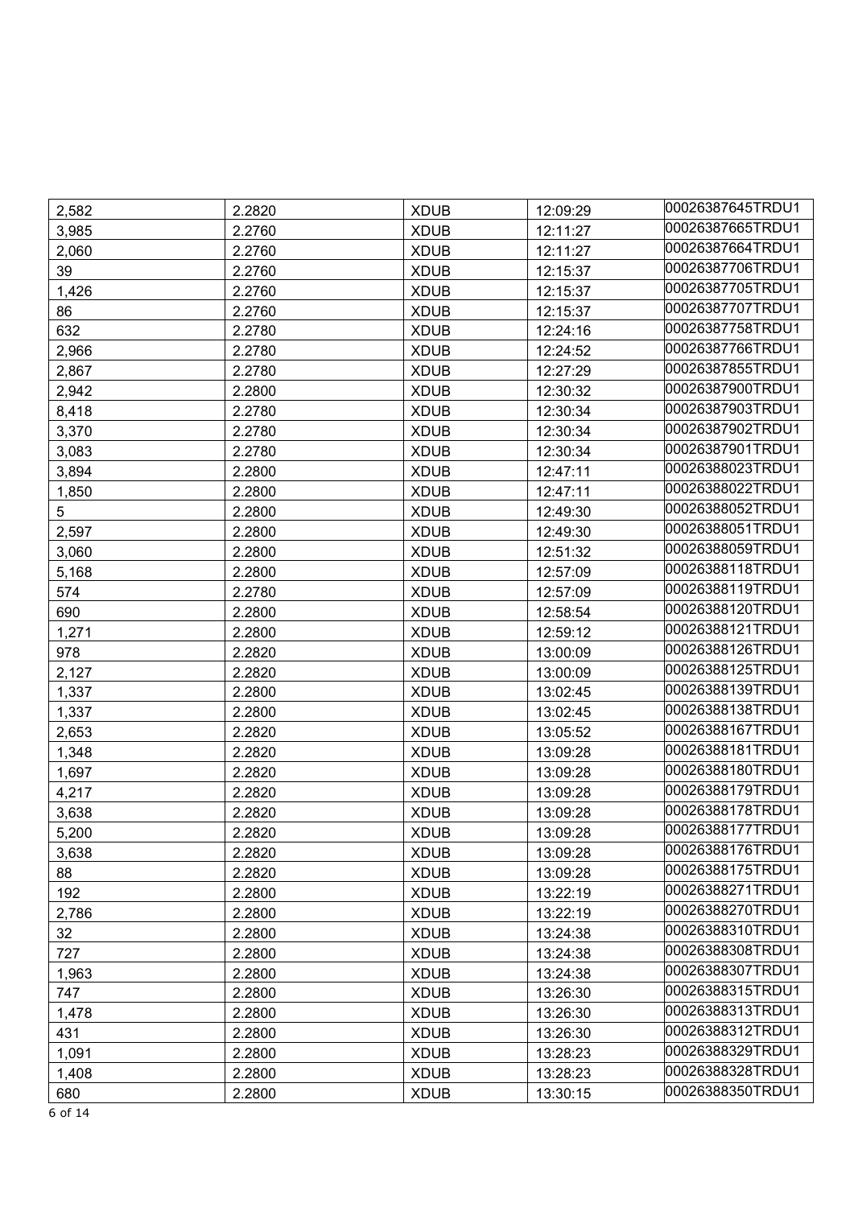| 2,582 | 2.2820 | XDUB | 12:09:29 | 00026387645TRDU1 |
|---|---|---|---|---|
| 3,985 | 2.2760 | XDUB | 12:11:27 | 00026387665TRDU1 |
| 2,060 | 2.2760 | XDUB | 12:11:27 | 00026387664TRDU1 |
| 39 | 2.2760 | XDUB | 12:15:37 | 00026387706TRDU1 |
| 1,426 | 2.2760 | XDUB | 12:15:37 | 00026387705TRDU1 |
| 86 | 2.2760 | XDUB | 12:15:37 | 00026387707TRDU1 |
| 632 | 2.2780 | XDUB | 12:24:16 | 00026387758TRDU1 |
| 2,966 | 2.2780 | XDUB | 12:24:52 | 00026387766TRDU1 |
| 2,867 | 2.2780 | XDUB | 12:27:29 | 00026387855TRDU1 |
| 2,942 | 2.2800 | XDUB | 12:30:32 | 00026387900TRDU1 |
| 8,418 | 2.2780 | XDUB | 12:30:34 | 00026387903TRDU1 |
| 3,370 | 2.2780 | XDUB | 12:30:34 | 00026387902TRDU1 |
| 3,083 | 2.2780 | XDUB | 12:30:34 | 00026387901TRDU1 |
| 3,894 | 2.2800 | XDUB | 12:47:11 | 00026388023TRDU1 |
| 1,850 | 2.2800 | XDUB | 12:47:11 | 00026388022TRDU1 |
| 5 | 2.2800 | XDUB | 12:49:30 | 00026388052TRDU1 |
| 2,597 | 2.2800 | XDUB | 12:49:30 | 00026388051TRDU1 |
| 3,060 | 2.2800 | XDUB | 12:51:32 | 00026388059TRDU1 |
| 5,168 | 2.2800 | XDUB | 12:57:09 | 00026388118TRDU1 |
| 574 | 2.2780 | XDUB | 12:57:09 | 00026388119TRDU1 |
| 690 | 2.2800 | XDUB | 12:58:54 | 00026388120TRDU1 |
| 1,271 | 2.2800 | XDUB | 12:59:12 | 00026388121TRDU1 |
| 978 | 2.2820 | XDUB | 13:00:09 | 00026388126TRDU1 |
| 2,127 | 2.2820 | XDUB | 13:00:09 | 00026388125TRDU1 |
| 1,337 | 2.2800 | XDUB | 13:02:45 | 00026388139TRDU1 |
| 1,337 | 2.2800 | XDUB | 13:02:45 | 00026388138TRDU1 |
| 2,653 | 2.2820 | XDUB | 13:05:52 | 00026388167TRDU1 |
| 1,348 | 2.2820 | XDUB | 13:09:28 | 00026388181TRDU1 |
| 1,697 | 2.2820 | XDUB | 13:09:28 | 00026388180TRDU1 |
| 4,217 | 2.2820 | XDUB | 13:09:28 | 00026388179TRDU1 |
| 3,638 | 2.2820 | XDUB | 13:09:28 | 00026388178TRDU1 |
| 5,200 | 2.2820 | XDUB | 13:09:28 | 00026388177TRDU1 |
| 3,638 | 2.2820 | XDUB | 13:09:28 | 00026388176TRDU1 |
| 88 | 2.2820 | XDUB | 13:09:28 | 00026388175TRDU1 |
| 192 | 2.2800 | XDUB | 13:22:19 | 00026388271TRDU1 |
| 2,786 | 2.2800 | XDUB | 13:22:19 | 00026388270TRDU1 |
| 32 | 2.2800 | XDUB | 13:24:38 | 00026388310TRDU1 |
| 727 | 2.2800 | XDUB | 13:24:38 | 00026388308TRDU1 |
| 1,963 | 2.2800 | XDUB | 13:24:38 | 00026388307TRDU1 |
| 747 | 2.2800 | XDUB | 13:26:30 | 00026388315TRDU1 |
| 1,478 | 2.2800 | XDUB | 13:26:30 | 00026388313TRDU1 |
| 431 | 2.2800 | XDUB | 13:26:30 | 00026388312TRDU1 |
| 1,091 | 2.2800 | XDUB | 13:28:23 | 00026388329TRDU1 |
| 1,408 | 2.2800 | XDUB | 13:28:23 | 00026388328TRDU1 |
| 680 | 2.2800 | XDUB | 13:30:15 | 00026388350TRDU1 |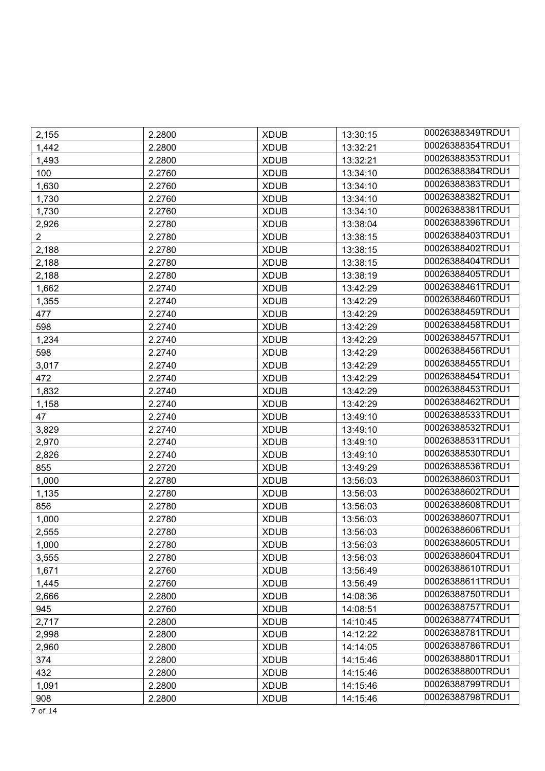| 2,155 | 2.2800 | XDUB | 13:30:15 | 00026388349TRDU1 |
|---|---|---|---|---|
| 1,442 | 2.2800 | XDUB | 13:32:21 | 00026388354TRDU1 |
| 1,493 | 2.2800 | XDUB | 13:32:21 | 00026388353TRDU1 |
| 100 | 2.2760 | XDUB | 13:34:10 | 00026388384TRDU1 |
| 1,630 | 2.2760 | XDUB | 13:34:10 | 00026388383TRDU1 |
| 1,730 | 2.2760 | XDUB | 13:34:10 | 00026388382TRDU1 |
| 1,730 | 2.2760 | XDUB | 13:34:10 | 00026388381TRDU1 |
| 2,926 | 2.2780 | XDUB | 13:38:04 | 00026388396TRDU1 |
| 2 | 2.2780 | XDUB | 13:38:15 | 00026388403TRDU1 |
| 2,188 | 2.2780 | XDUB | 13:38:15 | 00026388402TRDU1 |
| 2,188 | 2.2780 | XDUB | 13:38:15 | 00026388404TRDU1 |
| 2,188 | 2.2780 | XDUB | 13:38:19 | 00026388405TRDU1 |
| 1,662 | 2.2740 | XDUB | 13:42:29 | 00026388461TRDU1 |
| 1,355 | 2.2740 | XDUB | 13:42:29 | 00026388460TRDU1 |
| 477 | 2.2740 | XDUB | 13:42:29 | 00026388459TRDU1 |
| 598 | 2.2740 | XDUB | 13:42:29 | 00026388458TRDU1 |
| 1,234 | 2.2740 | XDUB | 13:42:29 | 00026388457TRDU1 |
| 598 | 2.2740 | XDUB | 13:42:29 | 00026388456TRDU1 |
| 3,017 | 2.2740 | XDUB | 13:42:29 | 00026388455TRDU1 |
| 472 | 2.2740 | XDUB | 13:42:29 | 00026388454TRDU1 |
| 1,832 | 2.2740 | XDUB | 13:42:29 | 00026388453TRDU1 |
| 1,158 | 2.2740 | XDUB | 13:42:29 | 00026388462TRDU1 |
| 47 | 2.2740 | XDUB | 13:49:10 | 00026388533TRDU1 |
| 3,829 | 2.2740 | XDUB | 13:49:10 | 00026388532TRDU1 |
| 2,970 | 2.2740 | XDUB | 13:49:10 | 00026388531TRDU1 |
| 2,826 | 2.2740 | XDUB | 13:49:10 | 00026388530TRDU1 |
| 855 | 2.2720 | XDUB | 13:49:29 | 00026388536TRDU1 |
| 1,000 | 2.2780 | XDUB | 13:56:03 | 00026388603TRDU1 |
| 1,135 | 2.2780 | XDUB | 13:56:03 | 00026388602TRDU1 |
| 856 | 2.2780 | XDUB | 13:56:03 | 00026388608TRDU1 |
| 1,000 | 2.2780 | XDUB | 13:56:03 | 00026388607TRDU1 |
| 2,555 | 2.2780 | XDUB | 13:56:03 | 00026388606TRDU1 |
| 1,000 | 2.2780 | XDUB | 13:56:03 | 00026388605TRDU1 |
| 3,555 | 2.2780 | XDUB | 13:56:03 | 00026388604TRDU1 |
| 1,671 | 2.2760 | XDUB | 13:56:49 | 00026388610TRDU1 |
| 1,445 | 2.2760 | XDUB | 13:56:49 | 00026388611TRDU1 |
| 2,666 | 2.2800 | XDUB | 14:08:36 | 00026388750TRDU1 |
| 945 | 2.2760 | XDUB | 14:08:51 | 00026388757TRDU1 |
| 2,717 | 2.2800 | XDUB | 14:10:45 | 00026388774TRDU1 |
| 2,998 | 2.2800 | XDUB | 14:12:22 | 00026388781TRDU1 |
| 2,960 | 2.2800 | XDUB | 14:14:05 | 00026388786TRDU1 |
| 374 | 2.2800 | XDUB | 14:15:46 | 00026388801TRDU1 |
| 432 | 2.2800 | XDUB | 14:15:46 | 00026388800TRDU1 |
| 1,091 | 2.2800 | XDUB | 14:15:46 | 00026388799TRDU1 |
| 908 | 2.2800 | XDUB | 14:15:46 | 00026388798TRDU1 |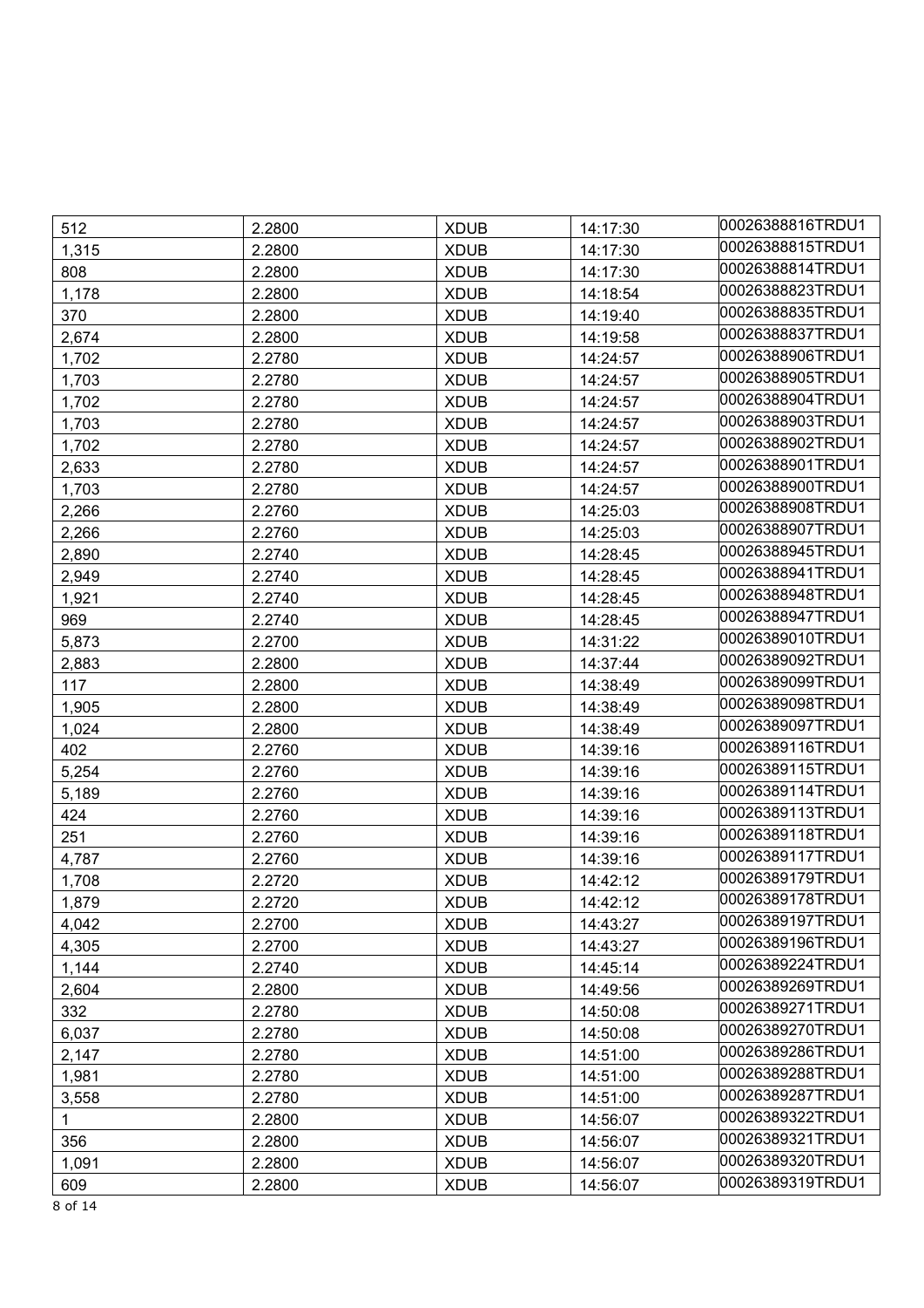| 512 | 2.2800 | XDUB | 14:17:30 | 00026388816TRDU1 |
|---|---|---|---|---|
| 1,315 | 2.2800 | XDUB | 14:17:30 | 00026388815TRDU1 |
| 808 | 2.2800 | XDUB | 14:17:30 | 00026388814TRDU1 |
| 1,178 | 2.2800 | XDUB | 14:18:54 | 00026388823TRDU1 |
| 370 | 2.2800 | XDUB | 14:19:40 | 00026388835TRDU1 |
| 2,674 | 2.2800 | XDUB | 14:19:58 | 00026388837TRDU1 |
| 1,702 | 2.2780 | XDUB | 14:24:57 | 00026388906TRDU1 |
| 1,703 | 2.2780 | XDUB | 14:24:57 | 00026388905TRDU1 |
| 1,702 | 2.2780 | XDUB | 14:24:57 | 00026388904TRDU1 |
| 1,703 | 2.2780 | XDUB | 14:24:57 | 00026388903TRDU1 |
| 1,702 | 2.2780 | XDUB | 14:24:57 | 00026388902TRDU1 |
| 2,633 | 2.2780 | XDUB | 14:24:57 | 00026388901TRDU1 |
| 1,703 | 2.2780 | XDUB | 14:24:57 | 00026388900TRDU1 |
| 2,266 | 2.2760 | XDUB | 14:25:03 | 00026388908TRDU1 |
| 2,266 | 2.2760 | XDUB | 14:25:03 | 00026388907TRDU1 |
| 2,890 | 2.2740 | XDUB | 14:28:45 | 00026388945TRDU1 |
| 2,949 | 2.2740 | XDUB | 14:28:45 | 00026388941TRDU1 |
| 1,921 | 2.2740 | XDUB | 14:28:45 | 00026388948TRDU1 |
| 969 | 2.2740 | XDUB | 14:28:45 | 00026388947TRDU1 |
| 5,873 | 2.2700 | XDUB | 14:31:22 | 00026389010TRDU1 |
| 2,883 | 2.2800 | XDUB | 14:37:44 | 00026389092TRDU1 |
| 117 | 2.2800 | XDUB | 14:38:49 | 00026389099TRDU1 |
| 1,905 | 2.2800 | XDUB | 14:38:49 | 00026389098TRDU1 |
| 1,024 | 2.2800 | XDUB | 14:38:49 | 00026389097TRDU1 |
| 402 | 2.2760 | XDUB | 14:39:16 | 00026389116TRDU1 |
| 5,254 | 2.2760 | XDUB | 14:39:16 | 00026389115TRDU1 |
| 5,189 | 2.2760 | XDUB | 14:39:16 | 00026389114TRDU1 |
| 424 | 2.2760 | XDUB | 14:39:16 | 00026389113TRDU1 |
| 251 | 2.2760 | XDUB | 14:39:16 | 00026389118TRDU1 |
| 4,787 | 2.2760 | XDUB | 14:39:16 | 00026389117TRDU1 |
| 1,708 | 2.2720 | XDUB | 14:42:12 | 00026389179TRDU1 |
| 1,879 | 2.2720 | XDUB | 14:42:12 | 00026389178TRDU1 |
| 4,042 | 2.2700 | XDUB | 14:43:27 | 00026389197TRDU1 |
| 4,305 | 2.2700 | XDUB | 14:43:27 | 00026389196TRDU1 |
| 1,144 | 2.2740 | XDUB | 14:45:14 | 00026389224TRDU1 |
| 2,604 | 2.2800 | XDUB | 14:49:56 | 00026389269TRDU1 |
| 332 | 2.2780 | XDUB | 14:50:08 | 00026389271TRDU1 |
| 6,037 | 2.2780 | XDUB | 14:50:08 | 00026389270TRDU1 |
| 2,147 | 2.2780 | XDUB | 14:51:00 | 00026389286TRDU1 |
| 1,981 | 2.2780 | XDUB | 14:51:00 | 00026389288TRDU1 |
| 3,558 | 2.2780 | XDUB | 14:51:00 | 00026389287TRDU1 |
| 1 | 2.2800 | XDUB | 14:56:07 | 00026389322TRDU1 |
| 356 | 2.2800 | XDUB | 14:56:07 | 00026389321TRDU1 |
| 1,091 | 2.2800 | XDUB | 14:56:07 | 00026389320TRDU1 |
| 609 | 2.2800 | XDUB | 14:56:07 | 00026389319TRDU1 |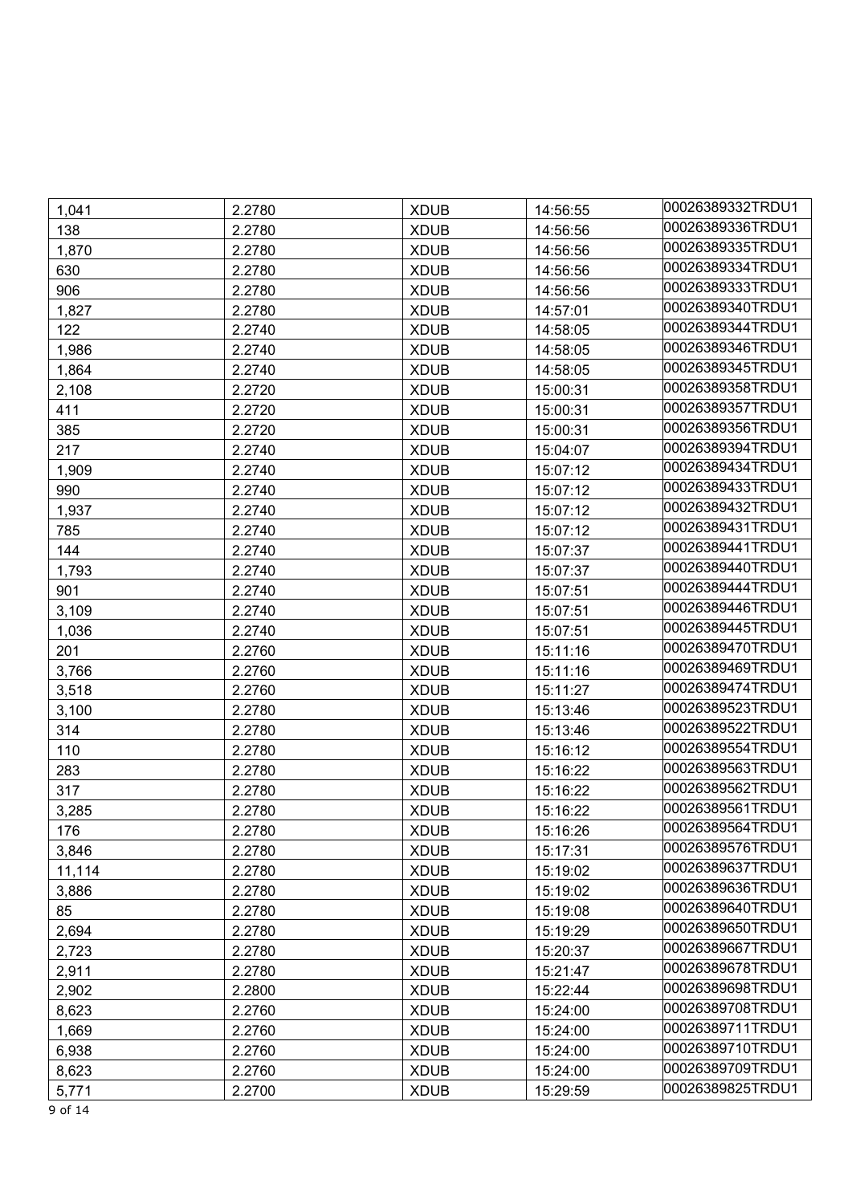| | | | | |
|---|---|---|---|---|
| 1,041 | 2.2780 | XDUB | 14:56:55 | 00026389332TRDU1 |
| 138 | 2.2780 | XDUB | 14:56:56 | 00026389336TRDU1 |
| 1,870 | 2.2780 | XDUB | 14:56:56 | 00026389335TRDU1 |
| 630 | 2.2780 | XDUB | 14:56:56 | 00026389334TRDU1 |
| 906 | 2.2780 | XDUB | 14:56:56 | 00026389333TRDU1 |
| 1,827 | 2.2780 | XDUB | 14:57:01 | 00026389340TRDU1 |
| 122 | 2.2740 | XDUB | 14:58:05 | 00026389344TRDU1 |
| 1,986 | 2.2740 | XDUB | 14:58:05 | 00026389346TRDU1 |
| 1,864 | 2.2740 | XDUB | 14:58:05 | 00026389345TRDU1 |
| 2,108 | 2.2720 | XDUB | 15:00:31 | 00026389358TRDU1 |
| 411 | 2.2720 | XDUB | 15:00:31 | 00026389357TRDU1 |
| 385 | 2.2720 | XDUB | 15:00:31 | 00026389356TRDU1 |
| 217 | 2.2740 | XDUB | 15:04:07 | 00026389394TRDU1 |
| 1,909 | 2.2740 | XDUB | 15:07:12 | 00026389434TRDU1 |
| 990 | 2.2740 | XDUB | 15:07:12 | 00026389433TRDU1 |
| 1,937 | 2.2740 | XDUB | 15:07:12 | 00026389432TRDU1 |
| 785 | 2.2740 | XDUB | 15:07:12 | 00026389431TRDU1 |
| 144 | 2.2740 | XDUB | 15:07:37 | 00026389441TRDU1 |
| 1,793 | 2.2740 | XDUB | 15:07:37 | 00026389440TRDU1 |
| 901 | 2.2740 | XDUB | 15:07:51 | 00026389444TRDU1 |
| 3,109 | 2.2740 | XDUB | 15:07:51 | 00026389446TRDU1 |
| 1,036 | 2.2740 | XDUB | 15:07:51 | 00026389445TRDU1 |
| 201 | 2.2760 | XDUB | 15:11:16 | 00026389470TRDU1 |
| 3,766 | 2.2760 | XDUB | 15:11:16 | 00026389469TRDU1 |
| 3,518 | 2.2760 | XDUB | 15:11:27 | 00026389474TRDU1 |
| 3,100 | 2.2780 | XDUB | 15:13:46 | 00026389523TRDU1 |
| 314 | 2.2780 | XDUB | 15:13:46 | 00026389522TRDU1 |
| 110 | 2.2780 | XDUB | 15:16:12 | 00026389554TRDU1 |
| 283 | 2.2780 | XDUB | 15:16:22 | 00026389563TRDU1 |
| 317 | 2.2780 | XDUB | 15:16:22 | 00026389562TRDU1 |
| 3,285 | 2.2780 | XDUB | 15:16:22 | 00026389561TRDU1 |
| 176 | 2.2780 | XDUB | 15:16:26 | 00026389564TRDU1 |
| 3,846 | 2.2780 | XDUB | 15:17:31 | 00026389576TRDU1 |
| 11,114 | 2.2780 | XDUB | 15:19:02 | 00026389637TRDU1 |
| 3,886 | 2.2780 | XDUB | 15:19:02 | 00026389636TRDU1 |
| 85 | 2.2780 | XDUB | 15:19:08 | 00026389640TRDU1 |
| 2,694 | 2.2780 | XDUB | 15:19:29 | 00026389650TRDU1 |
| 2,723 | 2.2780 | XDUB | 15:20:37 | 00026389667TRDU1 |
| 2,911 | 2.2780 | XDUB | 15:21:47 | 00026389678TRDU1 |
| 2,902 | 2.2800 | XDUB | 15:22:44 | 00026389698TRDU1 |
| 8,623 | 2.2760 | XDUB | 15:24:00 | 00026389708TRDU1 |
| 1,669 | 2.2760 | XDUB | 15:24:00 | 00026389711TRDU1 |
| 6,938 | 2.2760 | XDUB | 15:24:00 | 00026389710TRDU1 |
| 8,623 | 2.2760 | XDUB | 15:24:00 | 00026389709TRDU1 |
| 5,771 | 2.2700 | XDUB | 15:29:59 | 00026389825TRDU1 |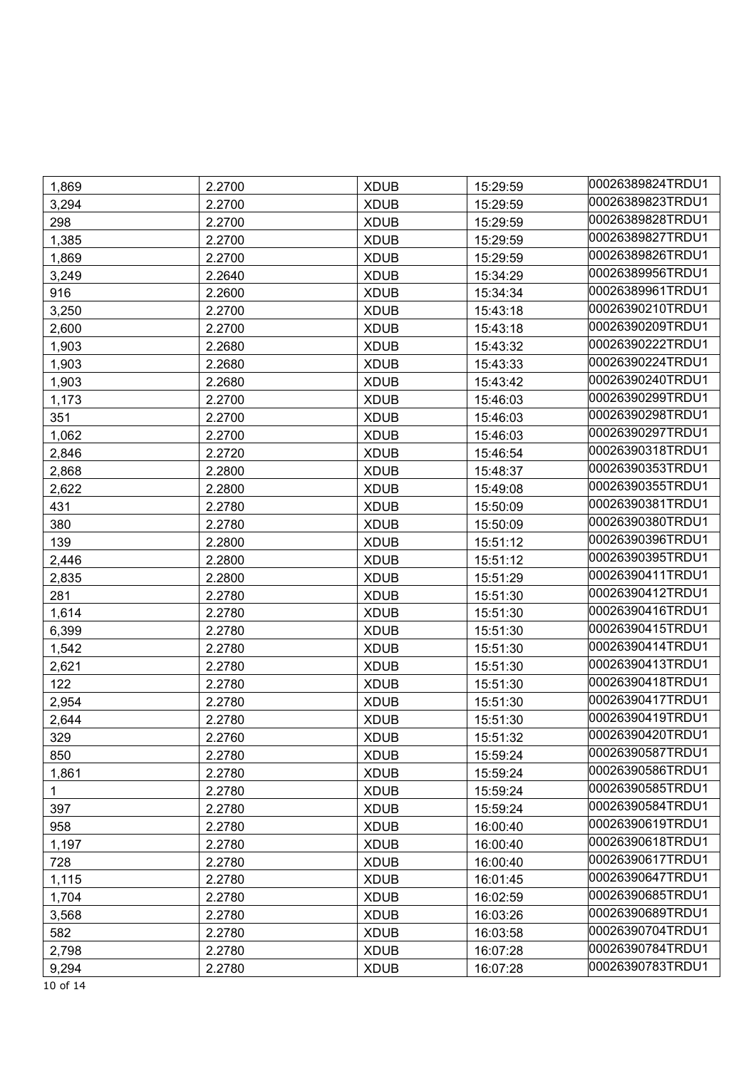| 1,869 | 2.2700 | XDUB | 15:29:59 | 00026389824TRDU1 |
|---|---|---|---|---|
| 3,294 | 2.2700 | XDUB | 15:29:59 | 00026389823TRDU1 |
| 298 | 2.2700 | XDUB | 15:29:59 | 00026389828TRDU1 |
| 1,385 | 2.2700 | XDUB | 15:29:59 | 00026389827TRDU1 |
| 1,869 | 2.2700 | XDUB | 15:29:59 | 00026389826TRDU1 |
| 3,249 | 2.2640 | XDUB | 15:34:29 | 00026389956TRDU1 |
| 916 | 2.2600 | XDUB | 15:34:34 | 00026389961TRDU1 |
| 3,250 | 2.2700 | XDUB | 15:43:18 | 00026390210TRDU1 |
| 2,600 | 2.2700 | XDUB | 15:43:18 | 00026390209TRDU1 |
| 1,903 | 2.2680 | XDUB | 15:43:32 | 00026390222TRDU1 |
| 1,903 | 2.2680 | XDUB | 15:43:33 | 00026390224TRDU1 |
| 1,903 | 2.2680 | XDUB | 15:43:42 | 00026390240TRDU1 |
| 1,173 | 2.2700 | XDUB | 15:46:03 | 00026390299TRDU1 |
| 351 | 2.2700 | XDUB | 15:46:03 | 00026390298TRDU1 |
| 1,062 | 2.2700 | XDUB | 15:46:03 | 00026390297TRDU1 |
| 2,846 | 2.2720 | XDUB | 15:46:54 | 00026390318TRDU1 |
| 2,868 | 2.2800 | XDUB | 15:48:37 | 00026390353TRDU1 |
| 2,622 | 2.2800 | XDUB | 15:49:08 | 00026390355TRDU1 |
| 431 | 2.2780 | XDUB | 15:50:09 | 00026390381TRDU1 |
| 380 | 2.2780 | XDUB | 15:50:09 | 00026390380TRDU1 |
| 139 | 2.2800 | XDUB | 15:51:12 | 00026390396TRDU1 |
| 2,446 | 2.2800 | XDUB | 15:51:12 | 00026390395TRDU1 |
| 2,835 | 2.2800 | XDUB | 15:51:29 | 00026390411TRDU1 |
| 281 | 2.2780 | XDUB | 15:51:30 | 00026390412TRDU1 |
| 1,614 | 2.2780 | XDUB | 15:51:30 | 00026390416TRDU1 |
| 6,399 | 2.2780 | XDUB | 15:51:30 | 00026390415TRDU1 |
| 1,542 | 2.2780 | XDUB | 15:51:30 | 00026390414TRDU1 |
| 2,621 | 2.2780 | XDUB | 15:51:30 | 00026390413TRDU1 |
| 122 | 2.2780 | XDUB | 15:51:30 | 00026390418TRDU1 |
| 2,954 | 2.2780 | XDUB | 15:51:30 | 00026390417TRDU1 |
| 2,644 | 2.2780 | XDUB | 15:51:30 | 00026390419TRDU1 |
| 329 | 2.2760 | XDUB | 15:51:32 | 00026390420TRDU1 |
| 850 | 2.2780 | XDUB | 15:59:24 | 00026390587TRDU1 |
| 1,861 | 2.2780 | XDUB | 15:59:24 | 00026390586TRDU1 |
| 1 | 2.2780 | XDUB | 15:59:24 | 00026390585TRDU1 |
| 397 | 2.2780 | XDUB | 15:59:24 | 00026390584TRDU1 |
| 958 | 2.2780 | XDUB | 16:00:40 | 00026390619TRDU1 |
| 1,197 | 2.2780 | XDUB | 16:00:40 | 00026390618TRDU1 |
| 728 | 2.2780 | XDUB | 16:00:40 | 00026390617TRDU1 |
| 1,115 | 2.2780 | XDUB | 16:01:45 | 00026390647TRDU1 |
| 1,704 | 2.2780 | XDUB | 16:02:59 | 00026390685TRDU1 |
| 3,568 | 2.2780 | XDUB | 16:03:26 | 00026390689TRDU1 |
| 582 | 2.2780 | XDUB | 16:03:58 | 00026390704TRDU1 |
| 2,798 | 2.2780 | XDUB | 16:07:28 | 00026390784TRDU1 |
| 9,294 | 2.2780 | XDUB | 16:07:28 | 00026390783TRDU1 |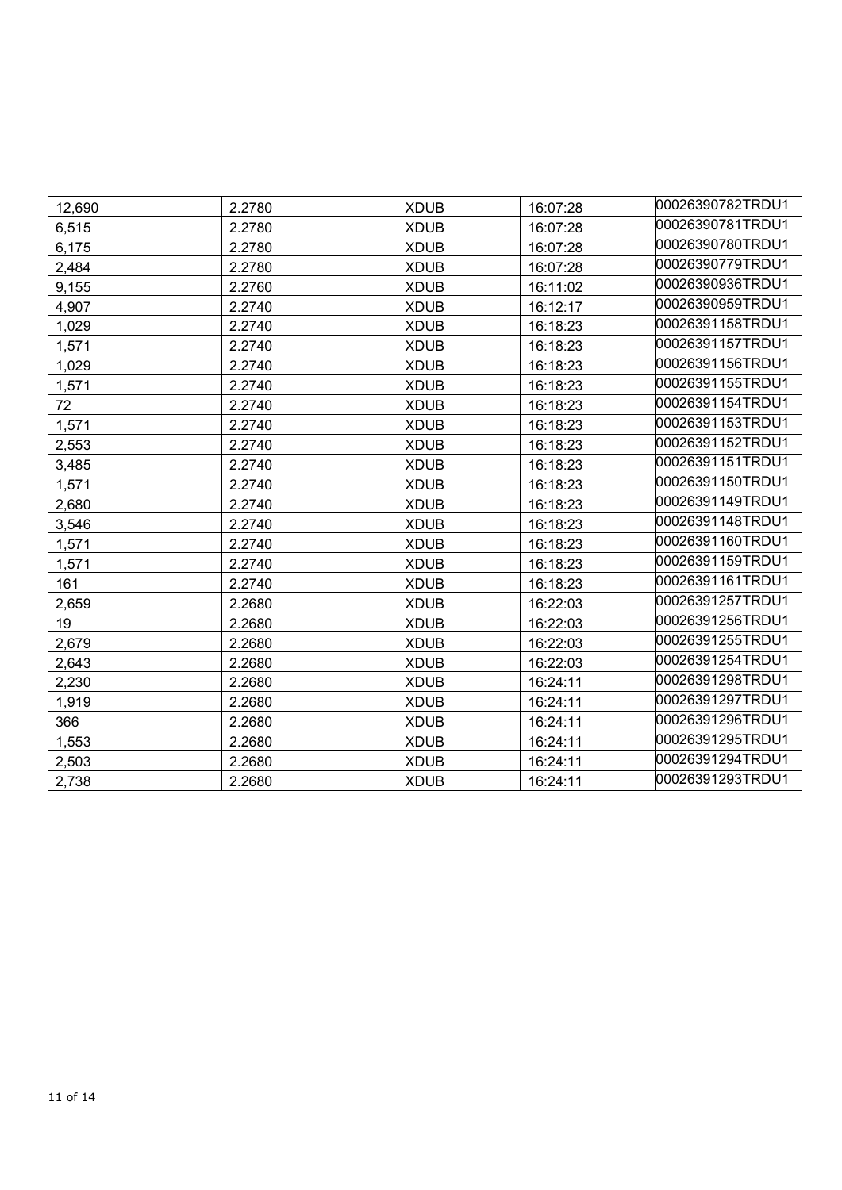| | | | | |
|---|---|---|---|---|
| 12,690 | 2.2780 | XDUB | 16:07:28 | 00026390782TRDU1 |
| 6,515 | 2.2780 | XDUB | 16:07:28 | 00026390781TRDU1 |
| 6,175 | 2.2780 | XDUB | 16:07:28 | 00026390780TRDU1 |
| 2,484 | 2.2780 | XDUB | 16:07:28 | 00026390779TRDU1 |
| 9,155 | 2.2760 | XDUB | 16:11:02 | 00026390936TRDU1 |
| 4,907 | 2.2740 | XDUB | 16:12:17 | 00026390959TRDU1 |
| 1,029 | 2.2740 | XDUB | 16:18:23 | 00026391158TRDU1 |
| 1,571 | 2.2740 | XDUB | 16:18:23 | 00026391157TRDU1 |
| 1,029 | 2.2740 | XDUB | 16:18:23 | 00026391156TRDU1 |
| 1,571 | 2.2740 | XDUB | 16:18:23 | 00026391155TRDU1 |
| 72 | 2.2740 | XDUB | 16:18:23 | 00026391154TRDU1 |
| 1,571 | 2.2740 | XDUB | 16:18:23 | 00026391153TRDU1 |
| 2,553 | 2.2740 | XDUB | 16:18:23 | 00026391152TRDU1 |
| 3,485 | 2.2740 | XDUB | 16:18:23 | 00026391151TRDU1 |
| 1,571 | 2.2740 | XDUB | 16:18:23 | 00026391150TRDU1 |
| 2,680 | 2.2740 | XDUB | 16:18:23 | 00026391149TRDU1 |
| 3,546 | 2.2740 | XDUB | 16:18:23 | 00026391148TRDU1 |
| 1,571 | 2.2740 | XDUB | 16:18:23 | 00026391160TRDU1 |
| 1,571 | 2.2740 | XDUB | 16:18:23 | 00026391159TRDU1 |
| 161 | 2.2740 | XDUB | 16:18:23 | 00026391161TRDU1 |
| 2,659 | 2.2680 | XDUB | 16:22:03 | 00026391257TRDU1 |
| 19 | 2.2680 | XDUB | 16:22:03 | 00026391256TRDU1 |
| 2,679 | 2.2680 | XDUB | 16:22:03 | 00026391255TRDU1 |
| 2,643 | 2.2680 | XDUB | 16:22:03 | 00026391254TRDU1 |
| 2,230 | 2.2680 | XDUB | 16:24:11 | 00026391298TRDU1 |
| 1,919 | 2.2680 | XDUB | 16:24:11 | 00026391297TRDU1 |
| 366 | 2.2680 | XDUB | 16:24:11 | 00026391296TRDU1 |
| 1,553 | 2.2680 | XDUB | 16:24:11 | 00026391295TRDU1 |
| 2,503 | 2.2680 | XDUB | 16:24:11 | 00026391294TRDU1 |
| 2,738 | 2.2680 | XDUB | 16:24:11 | 00026391293TRDU1 |